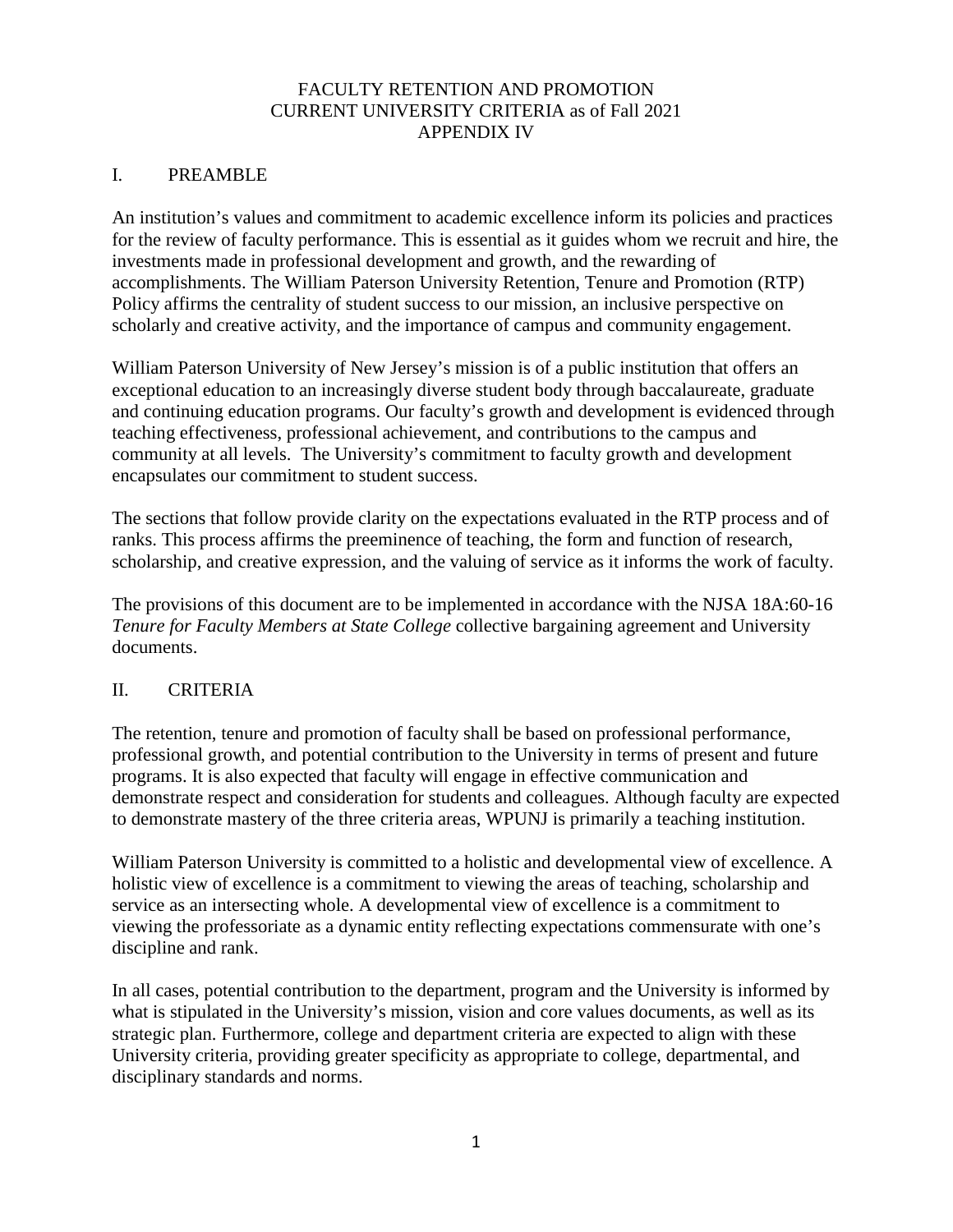# FACULTY RETENTION AND PROMOTION
# CURRENT UNIVERSITY CRITERIA as of Fall 2021
# APPENDIX IV

## I. PREAMBLE

An institution's values and commitment to academic excellence inform its policies and practices for the review of faculty performance. This is essential as it guides whom we recruit and hire, the investments made in professional development and growth, and the rewarding of accomplishments. The William Paterson University Retention, Tenure and Promotion (RTP) Policy affirms the centrality of student success to our mission, an inclusive perspective on scholarly and creative activity, and the importance of campus and community engagement.

William Paterson University of New Jersey's mission is of a public institution that offers an exceptional education to an increasingly diverse student body through baccalaureate, graduate and continuing education programs. Our faculty's growth and development is evidenced through teaching effectiveness, professional achievement, and contributions to the campus and community at all levels. The University's commitment to faculty growth and development encapsulates our commitment to student success.

The sections that follow provide clarity on the expectations evaluated in the RTP process and of ranks. This process affirms the preeminence of teaching, the form and function of research, scholarship, and creative expression, and the valuing of service as it informs the work of faculty.

The provisions of this document are to be implemented in accordance with the NJSA 18A:60-16 *Tenure for Faculty Members at State College* collective bargaining agreement and University documents.

## II. CRITERIA

The retention, tenure and promotion of faculty shall be based on professional performance, professional growth, and potential contribution to the University in terms of present and future programs. It is also expected that faculty will engage in effective communication and demonstrate respect and consideration for students and colleagues. Although faculty are expected to demonstrate mastery of the three criteria areas, WPUNJ is primarily a teaching institution.

William Paterson University is committed to a holistic and developmental view of excellence. A holistic view of excellence is a commitment to viewing the areas of teaching, scholarship and service as an intersecting whole. A developmental view of excellence is a commitment to viewing the professoriate as a dynamic entity reflecting expectations commensurate with one's discipline and rank.

In all cases, potential contribution to the department, program and the University is informed by what is stipulated in the University's mission, vision and core values documents, as well as its strategic plan. Furthermore, college and department criteria are expected to align with these University criteria, providing greater specificity as appropriate to college, departmental, and disciplinary standards and norms.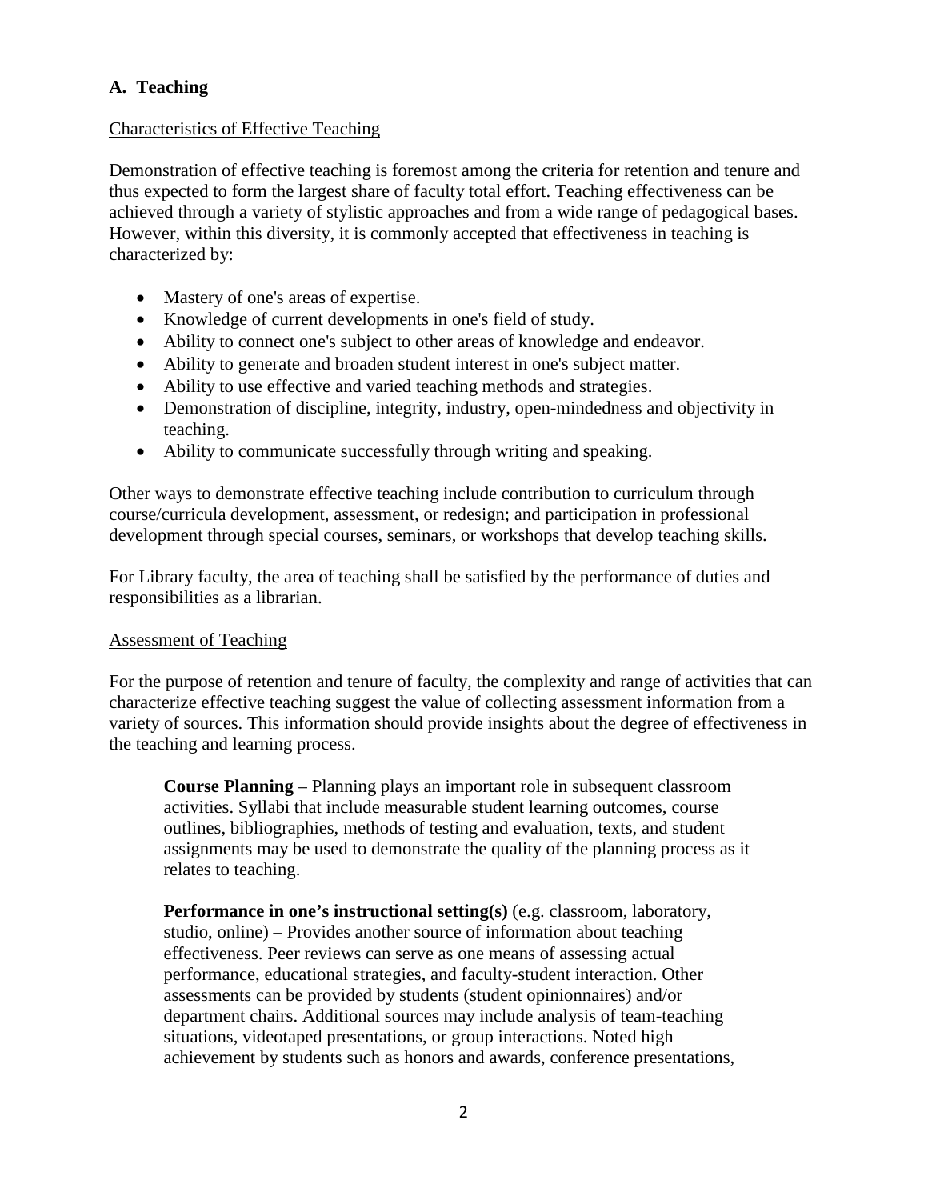## A. Teaching

Characteristics of Effective Teaching

Demonstration of effective teaching is foremost among the criteria for retention and tenure and thus expected to form the largest share of faculty total effort. Teaching effectiveness can be achieved through a variety of stylistic approaches and from a wide range of pedagogical bases. However, within this diversity, it is commonly accepted that effectiveness in teaching is characterized by:

- Mastery of one's areas of expertise.
- Knowledge of current developments in one's field of study.
- Ability to connect one's subject to other areas of knowledge and endeavor.
- Ability to generate and broaden student interest in one's subject matter.
- Ability to use effective and varied teaching methods and strategies.
- Demonstration of discipline, integrity, industry, open-mindedness and objectivity in teaching.
- Ability to communicate successfully through writing and speaking.

Other ways to demonstrate effective teaching include contribution to curriculum through course/curricula development, assessment, or redesign; and participation in professional development through special courses, seminars, or workshops that develop teaching skills.

For Library faculty, the area of teaching shall be satisfied by the performance of duties and responsibilities as a librarian.

Assessment of Teaching

For the purpose of retention and tenure of faculty, the complexity and range of activities that can characterize effective teaching suggest the value of collecting assessment information from a variety of sources. This information should provide insights about the degree of effectiveness in the teaching and learning process.

> **Course Planning** – Planning plays an important role in subsequent classroom activities. Syllabi that include measurable student learning outcomes, course outlines, bibliographies, methods of testing and evaluation, texts, and student assignments may be used to demonstrate the quality of the planning process as it relates to teaching.
>
> **Performance in one's instructional setting(s)** (e.g. classroom, laboratory, studio, online) – Provides another source of information about teaching effectiveness. Peer reviews can serve as one means of assessing actual performance, educational strategies, and faculty-student interaction. Other assessments can be provided by students (student opinionnaires) and/or department chairs. Additional sources may include analysis of team-teaching situations, videotaped presentations, or group interactions. Noted high achievement by students such as honors and awards, conference presentations,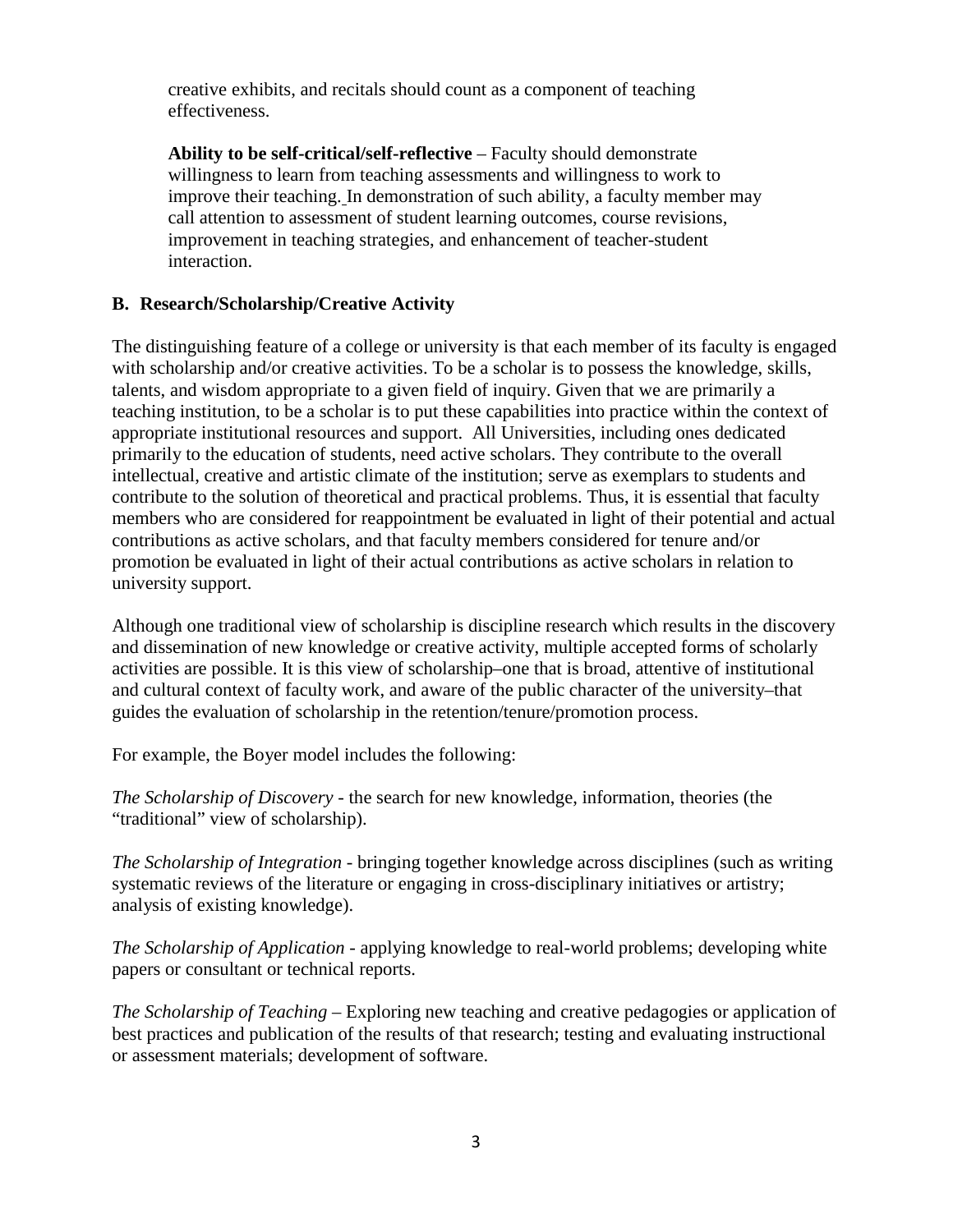creative exhibits, and recitals should count as a component of teaching effectiveness.

**Ability to be self-critical/self-reflective** – Faculty should demonstrate willingness to learn from teaching assessments and willingness to work to improve their teaching. In demonstration of such ability, a faculty member may call attention to assessment of student learning outcomes, course revisions, improvement in teaching strategies, and enhancement of teacher-student interaction.

### B. Research/Scholarship/Creative Activity

The distinguishing feature of a college or university is that each member of its faculty is engaged with scholarship and/or creative activities. To be a scholar is to possess the knowledge, skills, talents, and wisdom appropriate to a given field of inquiry. Given that we are primarily a teaching institution, to be a scholar is to put these capabilities into practice within the context of appropriate institutional resources and support. All Universities, including ones dedicated primarily to the education of students, need active scholars. They contribute to the overall intellectual, creative and artistic climate of the institution; serve as exemplars to students and contribute to the solution of theoretical and practical problems. Thus, it is essential that faculty members who are considered for reappointment be evaluated in light of their potential and actual contributions as active scholars, and that faculty members considered for tenure and/or promotion be evaluated in light of their actual contributions as active scholars in relation to university support.

Although one traditional view of scholarship is discipline research which results in the discovery and dissemination of new knowledge or creative activity, multiple accepted forms of scholarly activities are possible. It is this view of scholarship–one that is broad, attentive of institutional and cultural context of faculty work, and aware of the public character of the university–that guides the evaluation of scholarship in the retention/tenure/promotion process.

For example, the Boyer model includes the following:

*The Scholarship of Discovery* - the search for new knowledge, information, theories (the "traditional" view of scholarship).

*The Scholarship of Integration* - bringing together knowledge across disciplines (such as writing systematic reviews of the literature or engaging in cross-disciplinary initiatives or artistry; analysis of existing knowledge).

*The Scholarship of Application* - applying knowledge to real-world problems; developing white papers or consultant or technical reports.

*The Scholarship of Teaching* – Exploring new teaching and creative pedagogies or application of best practices and publication of the results of that research; testing and evaluating instructional or assessment materials; development of software.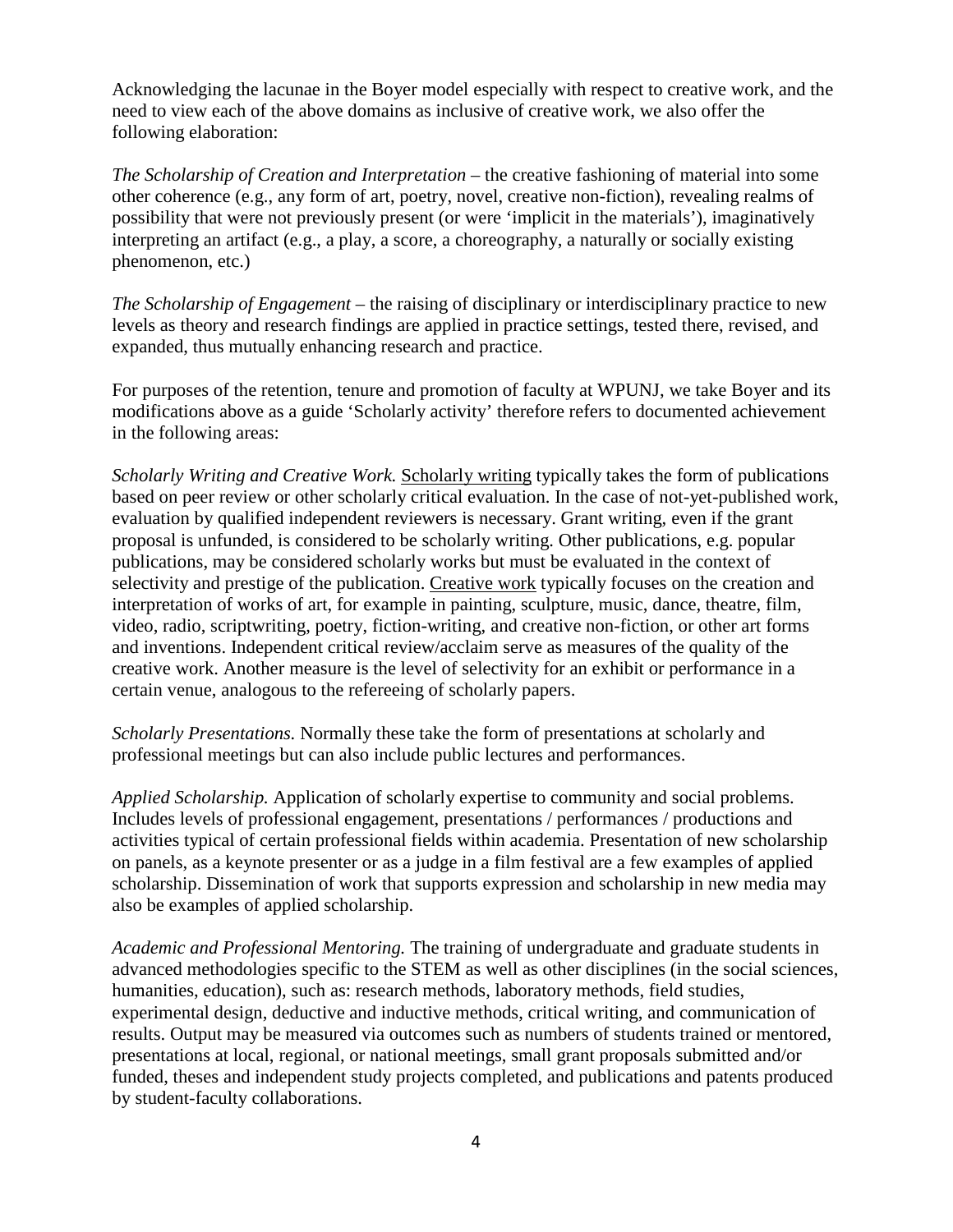Acknowledging the lacunae in the Boyer model especially with respect to creative work, and the need to view each of the above domains as inclusive of creative work, we also offer the following elaboration:

*The Scholarship of Creation and Interpretation* – the creative fashioning of material into some other coherence (e.g., any form of art, poetry, novel, creative non-fiction), revealing realms of possibility that were not previously present (or were 'implicit in the materials'), imaginatively interpreting an artifact (e.g., a play, a score, a choreography, a naturally or socially existing phenomenon, etc.)

*The Scholarship of Engagement* – the raising of disciplinary or interdisciplinary practice to new levels as theory and research findings are applied in practice settings, tested there, revised, and expanded, thus mutually enhancing research and practice.

For purposes of the retention, tenure and promotion of faculty at WPUNJ, we take Boyer and its modifications above as a guide 'Scholarly activity' therefore refers to documented achievement in the following areas:

*Scholarly Writing and Creative Work.* <u>Scholarly writing</u> typically takes the form of publications based on peer review or other scholarly critical evaluation. In the case of not-yet-published work, evaluation by qualified independent reviewers is necessary. Grant writing, even if the grant proposal is unfunded, is considered to be scholarly writing. Other publications, e.g. popular publications, may be considered scholarly works but must be evaluated in the context of selectivity and prestige of the publication. <u>Creative work</u> typically focuses on the creation and interpretation of works of art, for example in painting, sculpture, music, dance, theatre, film, video, radio, scriptwriting, poetry, fiction-writing, and creative non-fiction, or other art forms and inventions. Independent critical review/acclaim serve as measures of the quality of the creative work. Another measure is the level of selectivity for an exhibit or performance in a certain venue, analogous to the refereeing of scholarly papers.

*Scholarly Presentations.* Normally these take the form of presentations at scholarly and professional meetings but can also include public lectures and performances.

*Applied Scholarship.* Application of scholarly expertise to community and social problems. Includes levels of professional engagement, presentations / performances / productions and activities typical of certain professional fields within academia. Presentation of new scholarship on panels, as a keynote presenter or as a judge in a film festival are a few examples of applied scholarship. Dissemination of work that supports expression and scholarship in new media may also be examples of applied scholarship.

*Academic and Professional Mentoring.* The training of undergraduate and graduate students in advanced methodologies specific to the STEM as well as other disciplines (in the social sciences, humanities, education), such as: research methods, laboratory methods, field studies, experimental design, deductive and inductive methods, critical writing, and communication of results. Output may be measured via outcomes such as numbers of students trained or mentored, presentations at local, regional, or national meetings, small grant proposals submitted and/or funded, theses and independent study projects completed, and publications and patents produced by student-faculty collaborations.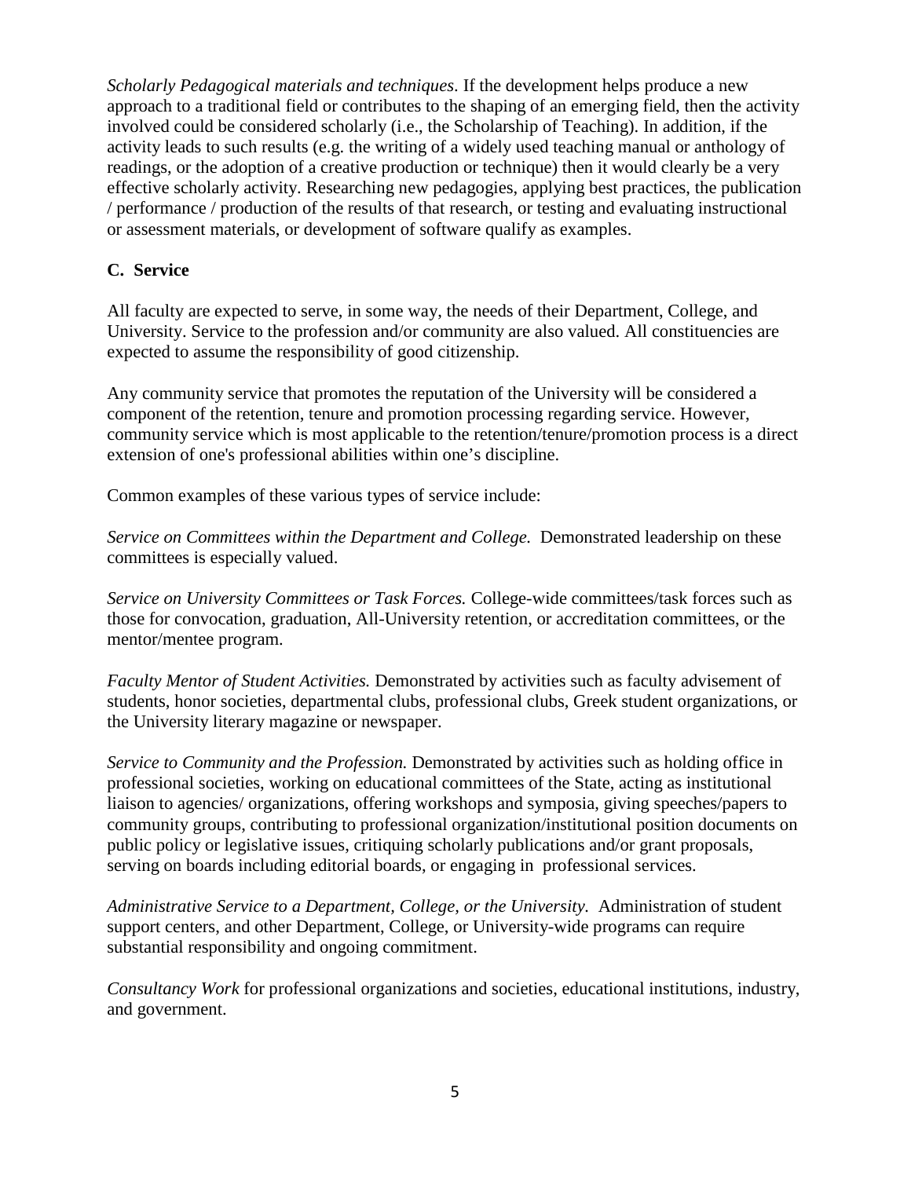*Scholarly Pedagogical materials and techniques*. If the development helps produce a new approach to a traditional field or contributes to the shaping of an emerging field, then the activity involved could be considered scholarly (i.e., the Scholarship of Teaching). In addition, if the activity leads to such results (e.g. the writing of a widely used teaching manual or anthology of readings, or the adoption of a creative production or technique) then it would clearly be a very effective scholarly activity. Researching new pedagogies, applying best practices, the publication / performance / production of the results of that research, or testing and evaluating instructional or assessment materials, or development of software qualify as examples.

### C. Service

All faculty are expected to serve, in some way, the needs of their Department, College, and University. Service to the profession and/or community are also valued. All constituencies are expected to assume the responsibility of good citizenship.

Any community service that promotes the reputation of the University will be considered a component of the retention, tenure and promotion processing regarding service. However, community service which is most applicable to the retention/tenure/promotion process is a direct extension of one's professional abilities within one's discipline.

Common examples of these various types of service include:

*Service on Committees within the Department and College.* Demonstrated leadership on these committees is especially valued.

*Service on University Committees or Task Forces.* College-wide committees/task forces such as those for convocation, graduation, All-University retention, or accreditation committees, or the mentor/mentee program.

*Faculty Mentor of Student Activities.* Demonstrated by activities such as faculty advisement of students, honor societies, departmental clubs, professional clubs, Greek student organizations, or the University literary magazine or newspaper.

*Service to Community and the Profession.* Demonstrated by activities such as holding office in professional societies, working on educational committees of the State, acting as institutional liaison to agencies/ organizations, offering workshops and symposia, giving speeches/papers to community groups, contributing to professional organization/institutional position documents on public policy or legislative issues, critiquing scholarly publications and/or grant proposals, serving on boards including editorial boards, or engaging in professional services.

*Administrative Service to a Department, College, or the University.* Administration of student support centers, and other Department, College, or University-wide programs can require substantial responsibility and ongoing commitment.

*Consultancy Work* for professional organizations and societies, educational institutions, industry, and government.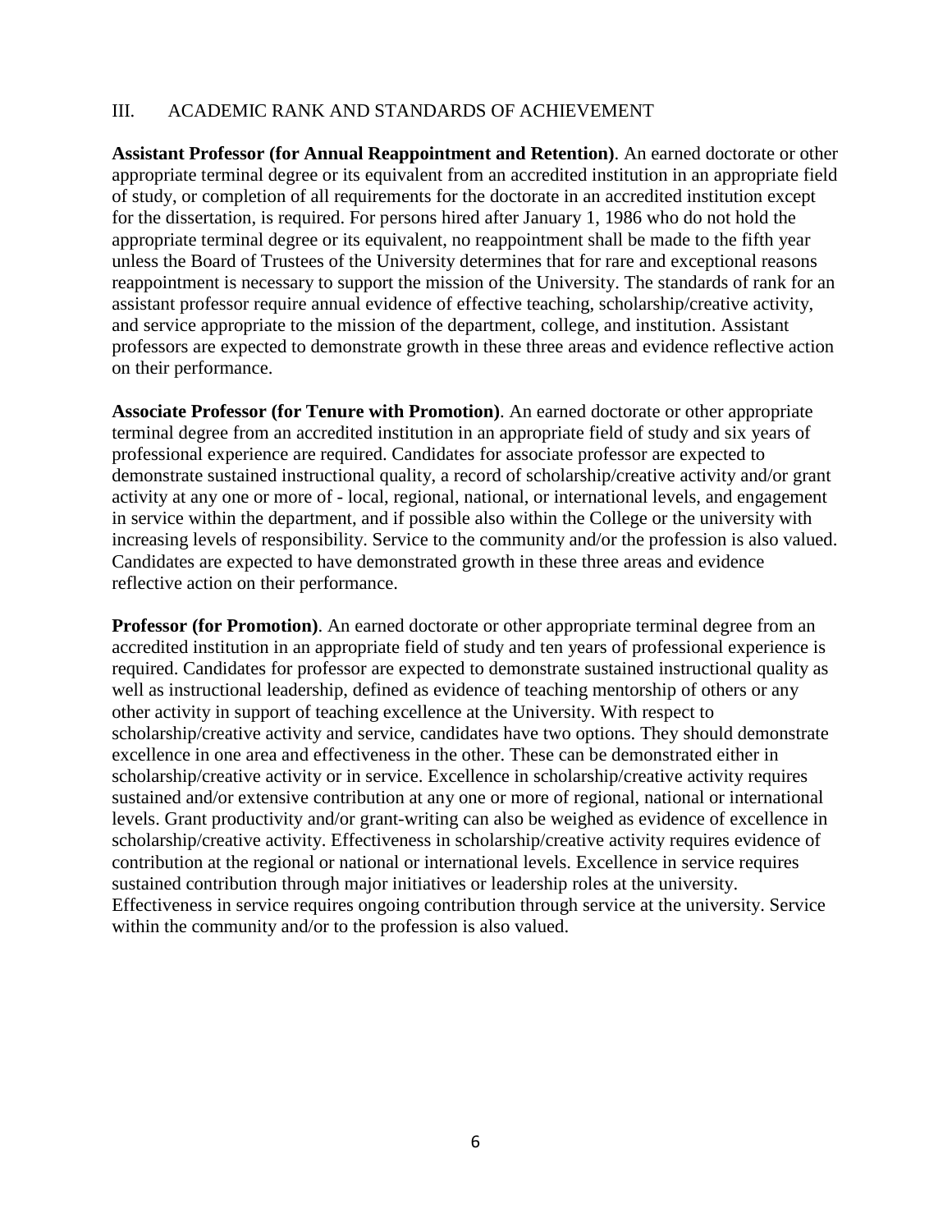## III. ACADEMIC RANK AND STANDARDS OF ACHIEVEMENT

**Assistant Professor (for Annual Reappointment and Retention)**. An earned doctorate or other appropriate terminal degree or its equivalent from an accredited institution in an appropriate field of study, or completion of all requirements for the doctorate in an accredited institution except for the dissertation, is required. For persons hired after January 1, 1986 who do not hold the appropriate terminal degree or its equivalent, no reappointment shall be made to the fifth year unless the Board of Trustees of the University determines that for rare and exceptional reasons reappointment is necessary to support the mission of the University. The standards of rank for an assistant professor require annual evidence of effective teaching, scholarship/creative activity, and service appropriate to the mission of the department, college, and institution. Assistant professors are expected to demonstrate growth in these three areas and evidence reflective action on their performance.

**Associate Professor (for Tenure with Promotion)**. An earned doctorate or other appropriate terminal degree from an accredited institution in an appropriate field of study and six years of professional experience are required. Candidates for associate professor are expected to demonstrate sustained instructional quality, a record of scholarship/creative activity and/or grant activity at any one or more of - local, regional, national, or international levels, and engagement in service within the department, and if possible also within the College or the university with increasing levels of responsibility. Service to the community and/or the profession is also valued. Candidates are expected to have demonstrated growth in these three areas and evidence reflective action on their performance.

**Professor (for Promotion)**. An earned doctorate or other appropriate terminal degree from an accredited institution in an appropriate field of study and ten years of professional experience is required. Candidates for professor are expected to demonstrate sustained instructional quality as well as instructional leadership, defined as evidence of teaching mentorship of others or any other activity in support of teaching excellence at the University. With respect to scholarship/creative activity and service, candidates have two options. They should demonstrate excellence in one area and effectiveness in the other. These can be demonstrated either in scholarship/creative activity or in service. Excellence in scholarship/creative activity requires sustained and/or extensive contribution at any one or more of regional, national or international levels. Grant productivity and/or grant-writing can also be weighed as evidence of excellence in scholarship/creative activity. Effectiveness in scholarship/creative activity requires evidence of contribution at the regional or national or international levels. Excellence in service requires sustained contribution through major initiatives or leadership roles at the university. Effectiveness in service requires ongoing contribution through service at the university. Service within the community and/or to the profession is also valued.